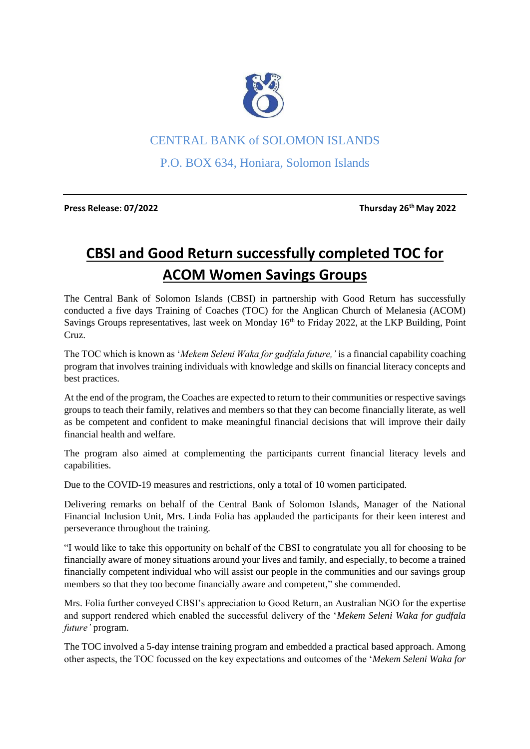CENTRAL BANK of SOLOMON ISLANDS

P.O. BOX 634, Honiara, Solomon Islands

---

**Press Release: 07/2022** **Thursday 26th May 2022**

# CBSI and Good Return successfully completed TOC for ACOM Women Savings Groups

The Central Bank of Solomon Islands (CBSI) in partnership with Good Return has successfully conducted a five days Training of Coaches (TOC) for the Anglican Church of Melanesia (ACOM) Savings Groups representatives, last week on Monday 16th to Friday 2022, at the LKP Building, Point Cruz.

The TOC which is known as '*Mekem Seleni Waka for gudfala future,'* is a financial capability coaching program that involves training individuals with knowledge and skills on financial literacy concepts and best practices.

At the end of the program, the Coaches are expected to return to their communities or respective savings groups to teach their family, relatives and members so that they can become financially literate, as well as be competent and confident to make meaningful financial decisions that will improve their daily financial health and welfare.

The program also aimed at complementing the participants current financial literacy levels and capabilities.

Due to the COVID-19 measures and restrictions, only a total of 10 women participated.

Delivering remarks on behalf of the Central Bank of Solomon Islands, Manager of the National Financial Inclusion Unit, Mrs. Linda Folia has applauded the participants for their keen interest and perseverance throughout the training.

"I would like to take this opportunity on behalf of the CBSI to congratulate you all for choosing to be financially aware of money situations around your lives and family, and especially, to become a trained financially competent individual who will assist our people in the communities and our savings group members so that they too become financially aware and competent," she commended.

Mrs. Folia further conveyed CBSI's appreciation to Good Return, an Australian NGO for the expertise and support rendered which enabled the successful delivery of the '*Mekem Seleni Waka for gudfala future'* program.

The TOC involved a 5-day intense training program and embedded a practical based approach. Among other aspects, the TOC focussed on the key expectations and outcomes of the '*Mekem Seleni Waka for*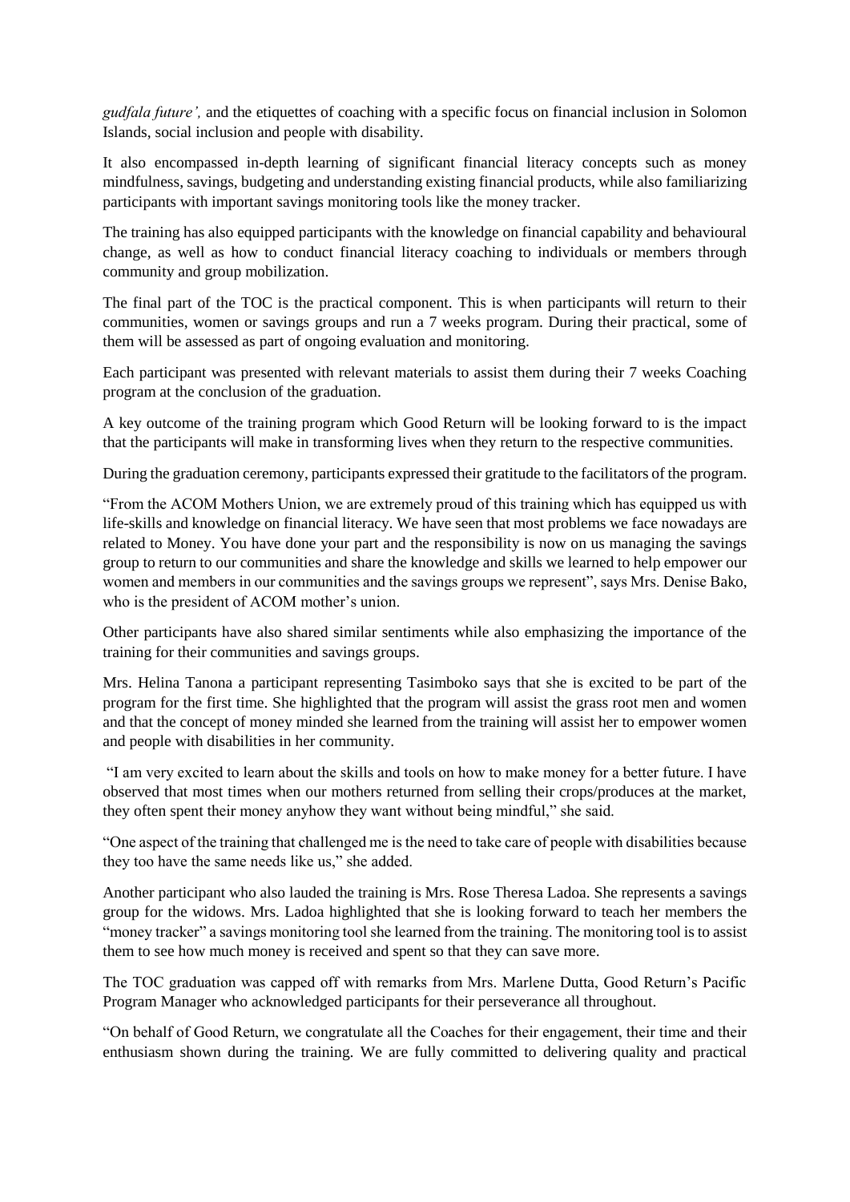*gudfala future',* and the etiquettes of coaching with a specific focus on financial inclusion in Solomon Islands, social inclusion and people with disability.

It also encompassed in-depth learning of significant financial literacy concepts such as money mindfulness, savings, budgeting and understanding existing financial products, while also familiarizing participants with important savings monitoring tools like the money tracker.

The training has also equipped participants with the knowledge on financial capability and behavioural change, as well as how to conduct financial literacy coaching to individuals or members through community and group mobilization.

The final part of the TOC is the practical component. This is when participants will return to their communities, women or savings groups and run a 7 weeks program. During their practical, some of them will be assessed as part of ongoing evaluation and monitoring.

Each participant was presented with relevant materials to assist them during their 7 weeks Coaching program at the conclusion of the graduation.

A key outcome of the training program which Good Return will be looking forward to is the impact that the participants will make in transforming lives when they return to the respective communities.

During the graduation ceremony, participants expressed their gratitude to the facilitators of the program.

"From the ACOM Mothers Union, we are extremely proud of this training which has equipped us with life-skills and knowledge on financial literacy. We have seen that most problems we face nowadays are related to Money. You have done your part and the responsibility is now on us managing the savings group to return to our communities and share the knowledge and skills we learned to help empower our women and members in our communities and the savings groups we represent", says Mrs. Denise Bako, who is the president of ACOM mother's union.

Other participants have also shared similar sentiments while also emphasizing the importance of the training for their communities and savings groups.

Mrs. Helina Tanona a participant representing Tasimboko says that she is excited to be part of the program for the first time. She highlighted that the program will assist the grass root men and women and that the concept of money minded she learned from the training will assist her to empower women and people with disabilities in her community.

"I am very excited to learn about the skills and tools on how to make money for a better future. I have observed that most times when our mothers returned from selling their crops/produces at the market, they often spent their money anyhow they want without being mindful," she said.

"One aspect of the training that challenged me is the need to take care of people with disabilities because they too have the same needs like us," she added.

Another participant who also lauded the training is Mrs. Rose Theresa Ladoa. She represents a savings group for the widows. Mrs. Ladoa highlighted that she is looking forward to teach her members the "money tracker" a savings monitoring tool she learned from the training. The monitoring tool is to assist them to see how much money is received and spent so that they can save more.

The TOC graduation was capped off with remarks from Mrs. Marlene Dutta, Good Return's Pacific Program Manager who acknowledged participants for their perseverance all throughout.

"On behalf of Good Return, we congratulate all the Coaches for their engagement, their time and their enthusiasm shown during the training. We are fully committed to delivering quality and practical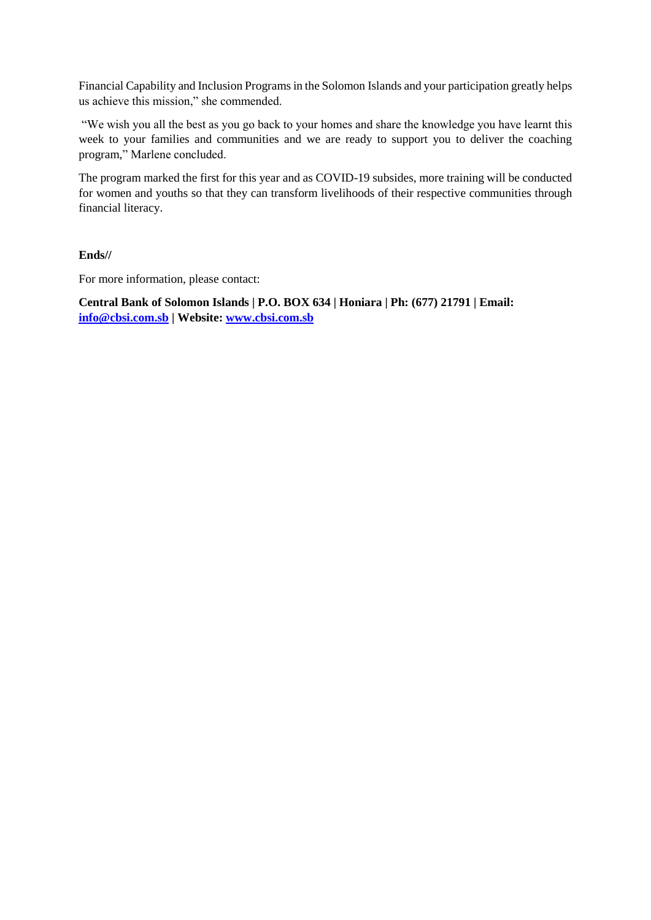Financial Capability and Inclusion Programs in the Solomon Islands and your participation greatly helps us achieve this mission," she commended.

"We wish you all the best as you go back to your homes and share the knowledge you have learnt this week to your families and communities and we are ready to support you to deliver the coaching program," Marlene concluded.

The program marked the first for this year and as COVID-19 subsides, more training will be conducted for women and youths so that they can transform livelihoods of their respective communities through financial literacy.

**Ends//**

For more information, please contact:

**Central Bank of Solomon Islands | P.O. BOX 634 | Honiara | Ph: (677) 21791 | Email: [info@cbsi.com.sb](mailto:info@cbsi.com.sb) | Website: [www.cbsi.com.sb](http://www.cbsi.com.sb)**